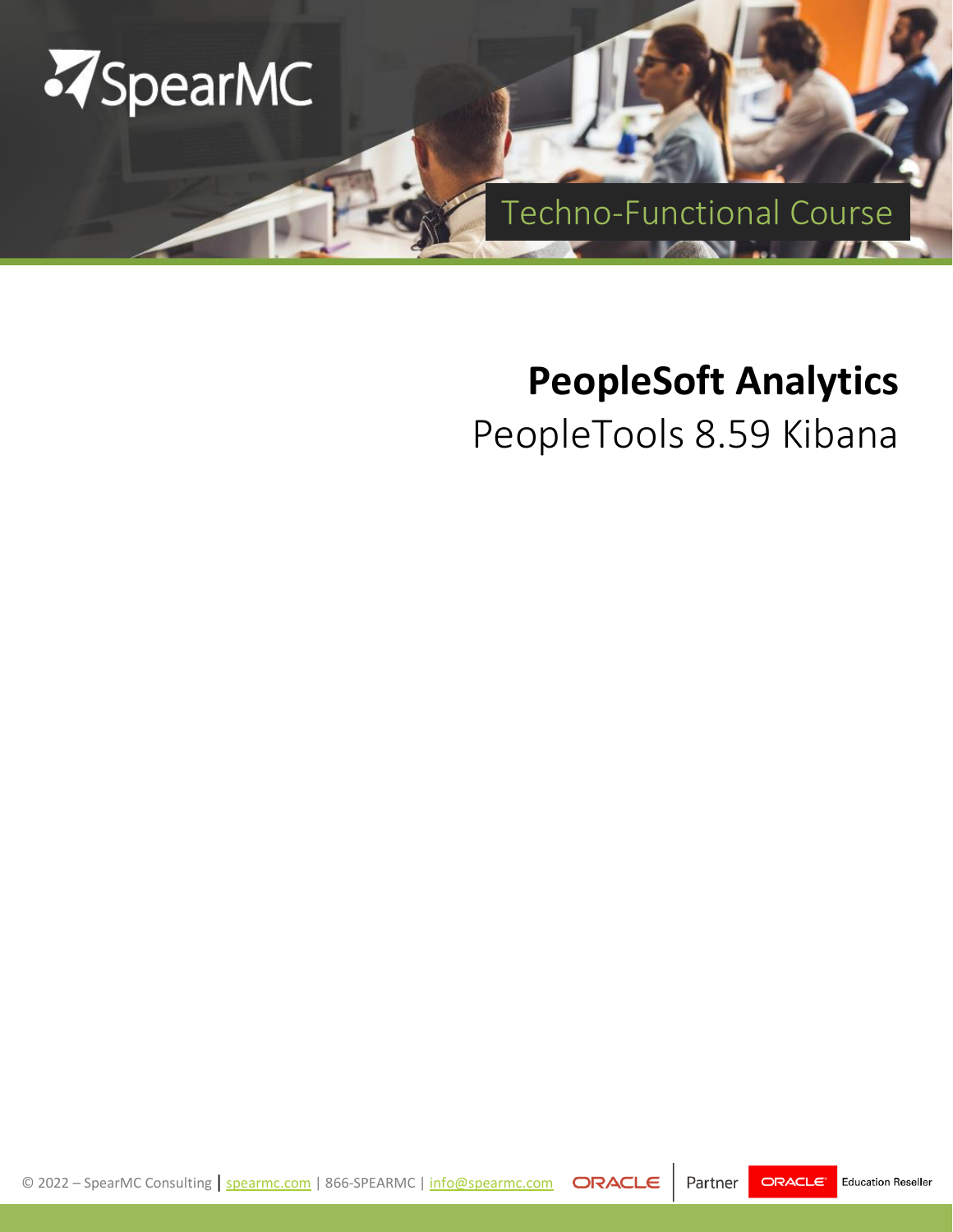SpearMC

Techno-Functional Course

# PeopleSoft Analytics

## PeopleTools 8.59 Kibana

© 2022 – SpearMC Consulting | spearmc.com | 866-SPEARMC | info@spearmc.com ORACLE Partner ORACLE Education Reseller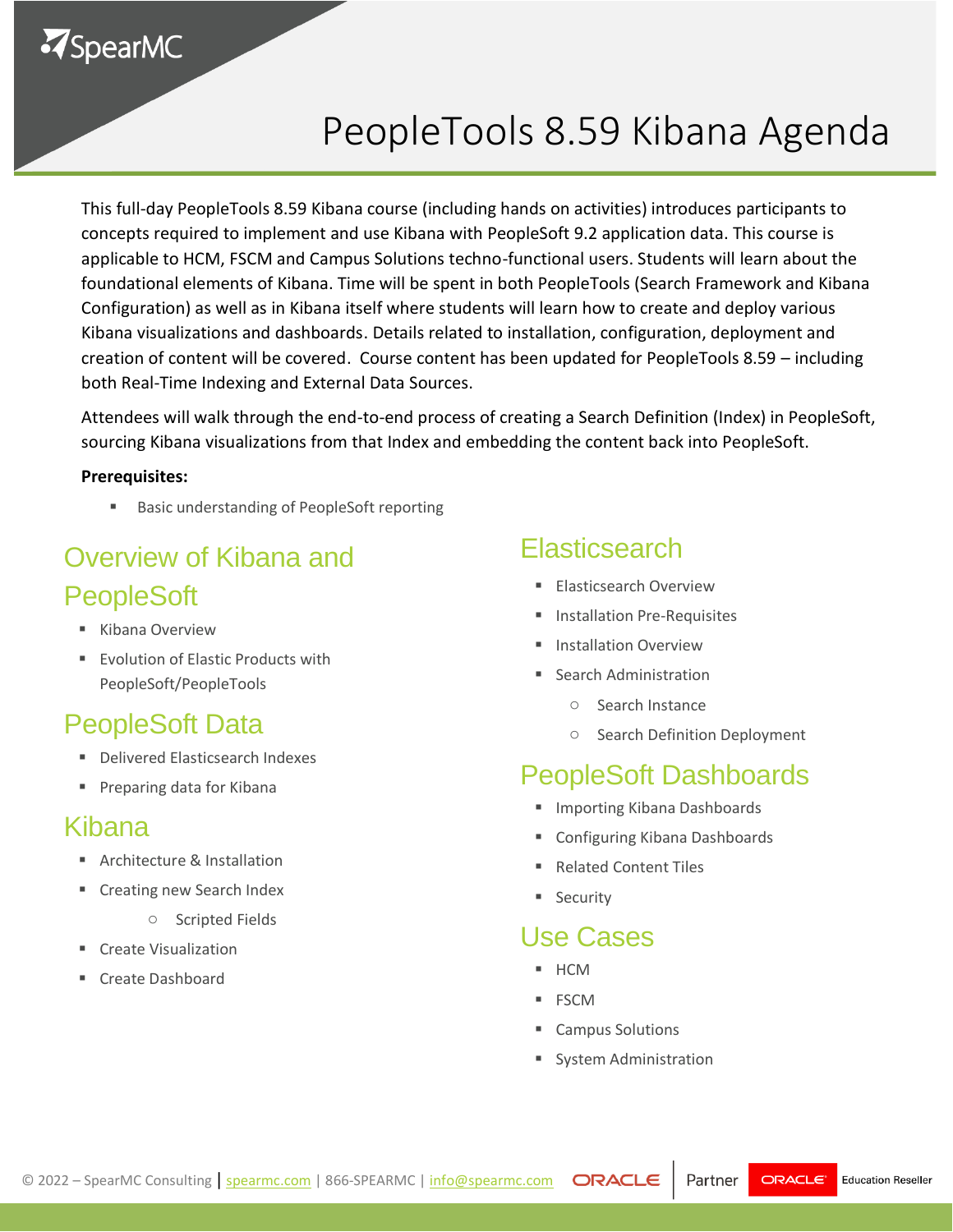# PeopleTools 8.59 Kibana Agenda

This full-day PeopleTools 8.59 Kibana course (including hands on activities) introduces participants to concepts required to implement and use Kibana with PeopleSoft 9.2 application data. This course is applicable to HCM, FSCM and Campus Solutions techno-functional users. Students will learn about the foundational elements of Kibana. Time will be spent in both PeopleTools (Search Framework and Kibana Configuration) as well as in Kibana itself where students will learn how to create and deploy various Kibana visualizations and dashboards. Details related to installation, configuration, deployment and creation of content will be covered. Course content has been updated for PeopleTools 8.59 – including both Real-Time Indexing and External Data Sources.

Attendees will walk through the end-to-end process of creating a Search Definition (Index) in PeopleSoft, sourcing Kibana visualizations from that Index and embedding the content back into PeopleSoft.

**Prerequisites:**

- Basic understanding of PeopleSoft reporting

## Overview of Kibana and PeopleSoft

- Kibana Overview
- Evolution of Elastic Products with PeopleSoft/PeopleTools

## PeopleSoft Data

- Delivered Elasticsearch Indexes
- Preparing data for Kibana

## Kibana

- Architecture & Installation
- Creating new Search Index
  - Scripted Fields
- Create Visualization
- Create Dashboard

## Elasticsearch

- Elasticsearch Overview
- Installation Pre-Requisites
- Installation Overview
- Search Administration
  - Search Instance
  - Search Definition Deployment

## PeopleSoft Dashboards

- Importing Kibana Dashboards
- Configuring Kibana Dashboards
- Related Content Tiles
- Security

## Use Cases

- HCM
- FSCM
- Campus Solutions
- System Administration

© 2022 – SpearMC Consulting | spearmc.com | 866-SPEARMC | info@spearmc.com